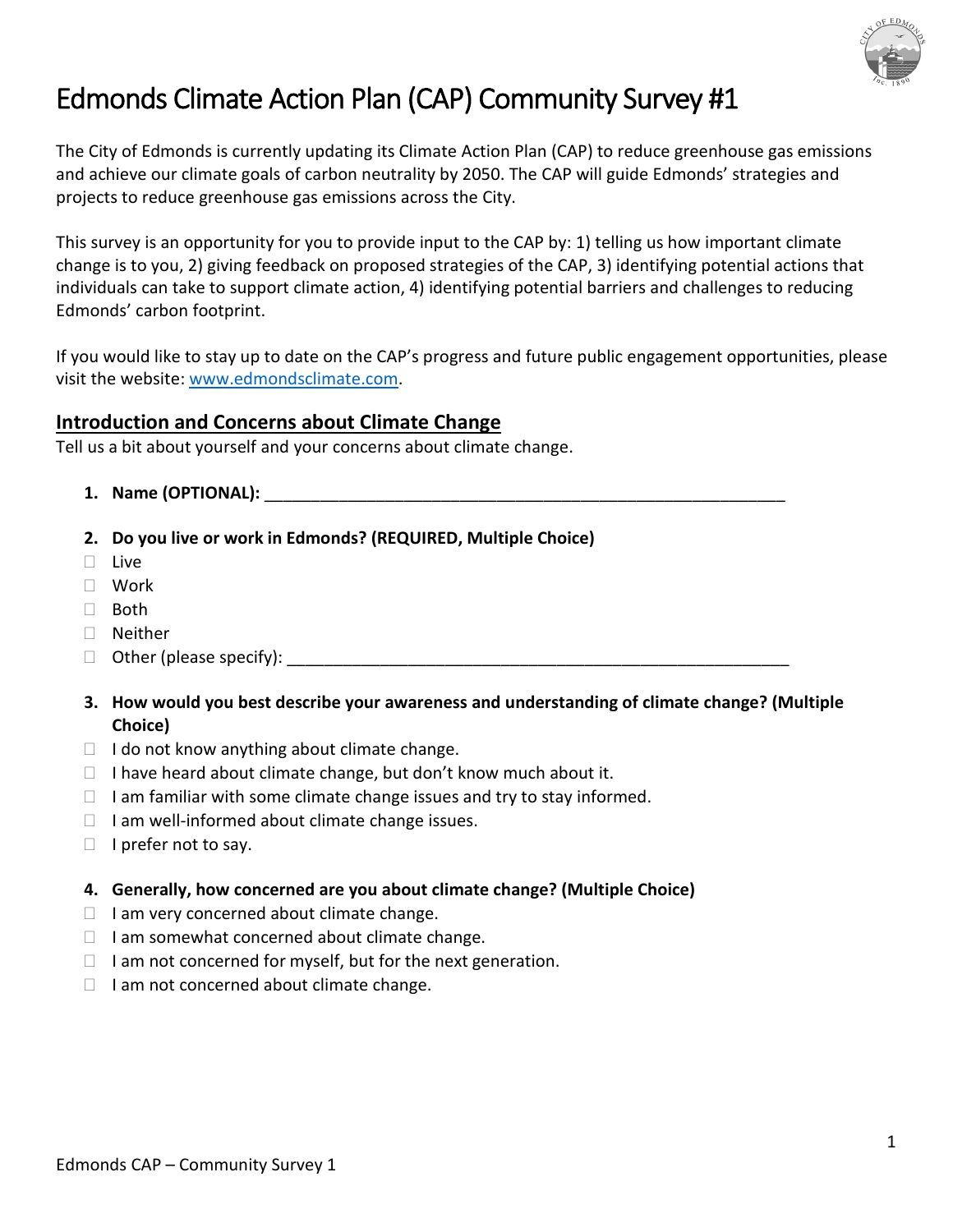# Edmonds Climate Action Plan (CAP) Community Survey #1

The City of Edmonds is currently updating its Climate Action Plan (CAP) to reduce greenhouse gas emissions and achieve our climate goals of carbon neutrality by 2050. The CAP will guide Edmonds' strategies and projects to reduce greenhouse gas emissions across the City.

This survey is an opportunity for you to provide input to the CAP by: 1) telling us how important climate change is to you, 2) giving feedback on proposed strategies of the CAP, 3) identifying potential actions that individuals can take to support climate action, 4) identifying potential barriers and challenges to reducing Edmonds' carbon footprint.

If you would like to stay up to date on the CAP's progress and future public engagement opportunities, please visit the website: [www.edmondsclimate.com](http://www.edmondsclimate.com).

## Introduction and Concerns about Climate Change

Tell us a bit about yourself and your concerns about climate change.

1. **Name (OPTIONAL):** ___________________________________________________________

2. **Do you live or work in Edmonds? (REQUIRED, Multiple Choice)**
   - ☐ Live
   - ☐ Work
   - ☐ Both
   - ☐ Neither
   - ☐ Other (please specify): ______________________________________________________

3. **How would you best describe your awareness and understanding of climate change? (Multiple Choice)**
   - ☐ I do not know anything about climate change.
   - ☐ I have heard about climate change, but don't know much about it.
   - ☐ I am familiar with some climate change issues and try to stay informed.
   - ☐ I am well-informed about climate change issues.
   - ☐ I prefer not to say.

4. **Generally, how concerned are you about climate change? (Multiple Choice)**
   - ☐ I am very concerned about climate change.
   - ☐ I am somewhat concerned about climate change.
   - ☐ I am not concerned for myself, but for the next generation.
   - ☐ I am not concerned about climate change.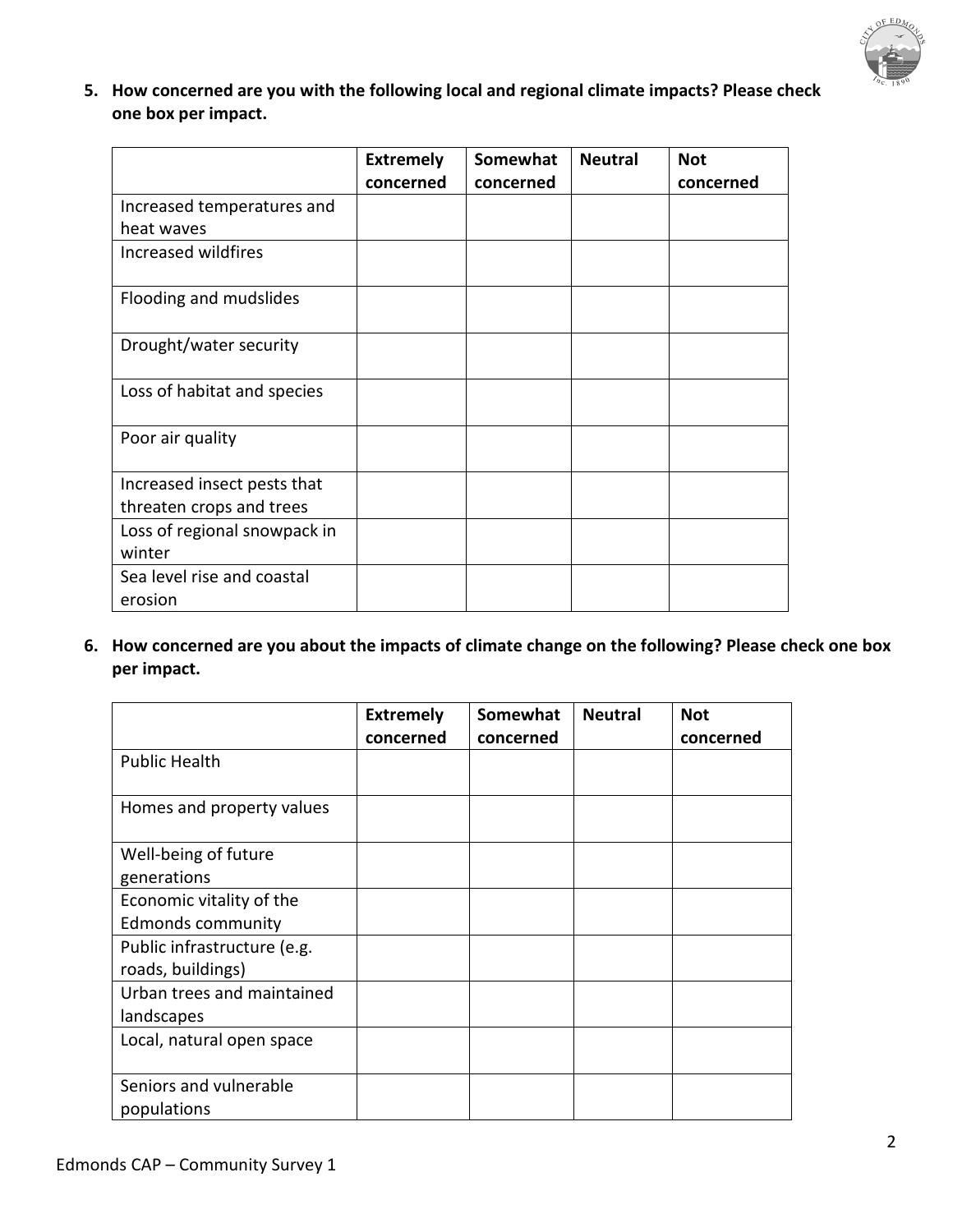**5. How concerned are you with the following local and regional climate impacts? Please check one box per impact.**

| | Extremely concerned | Somewhat concerned | Neutral | Not concerned |
|---|---|---|---|---|
| Increased temperatures and heat waves | | | | |
| Increased wildfires | | | | |
| Flooding and mudslides | | | | |
| Drought/water security | | | | |
| Loss of habitat and species | | | | |
| Poor air quality | | | | |
| Increased insect pests that threaten crops and trees | | | | |
| Loss of regional snowpack in winter | | | | |
| Sea level rise and coastal erosion | | | | |

**6. How concerned are you about the impacts of climate change on the following? Please check one box per impact.**

| | Extremely concerned | Somewhat concerned | Neutral | Not concerned |
|---|---|---|---|---|
| Public Health | | | | |
| Homes and property values | | | | |
| Well-being of future generations | | | | |
| Economic vitality of the Edmonds community | | | | |
| Public infrastructure (e.g. roads, buildings) | | | | |
| Urban trees and maintained landscapes | | | | |
| Local, natural open space | | | | |
| Seniors and vulnerable populations | | | | |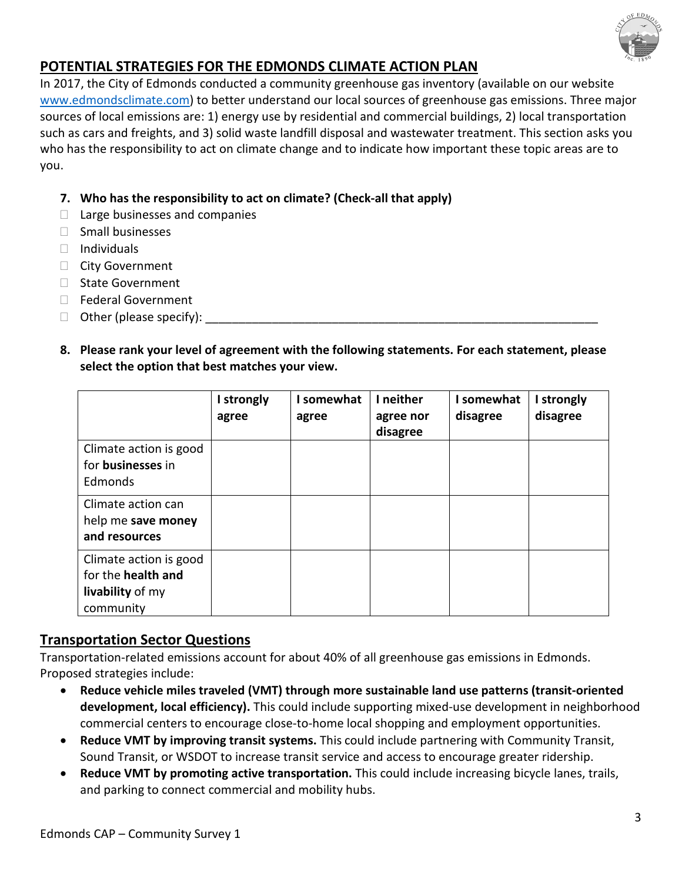## POTENTIAL STRATEGIES FOR THE EDMONDS CLIMATE ACTION PLAN

In 2017, the City of Edmonds conducted a community greenhouse gas inventory (available on our website www.edmondsclimate.com) to better understand our local sources of greenhouse gas emissions. Three major sources of local emissions are: 1) energy use by residential and commercial buildings, 2) local transportation such as cars and freights, and 3) solid waste landfill disposal and wastewater treatment. This section asks you who has the responsibility to act on climate change and to indicate how important these topic areas are to you.

7. **Who has the responsibility to act on climate? (Check-all that apply)**

- ☐ Large businesses and companies
- ☐ Small businesses
- ☐ Individuals
- ☐ City Government
- ☐ State Government
- ☐ Federal Government
- ☐ Other (please specify): ___________________________________________________________

8. **Please rank your level of agreement with the following statements. For each statement, please select the option that best matches your view.**

| | I strongly agree | I somewhat agree | I neither agree nor disagree | I somewhat disagree | I strongly disagree |
|---|---|---|---|---|---|
| Climate action is good for **businesses** in Edmonds | | | | | |
| Climate action can help me **save money and resources** | | | | | |
| Climate action is good for the **health and livability** of my community | | | | | |

## Transportation Sector Questions

Transportation-related emissions account for about 40% of all greenhouse gas emissions in Edmonds. Proposed strategies include:

- **Reduce vehicle miles traveled (VMT) through more sustainable land use patterns (transit-oriented development, local efficiency).** This could include supporting mixed-use development in neighborhood commercial centers to encourage close-to-home local shopping and employment opportunities.
- **Reduce VMT by improving transit systems.** This could include partnering with Community Transit, Sound Transit, or WSDOT to increase transit service and access to encourage greater ridership.
- **Reduce VMT by promoting active transportation.** This could include increasing bicycle lanes, trails, and parking to connect commercial and mobility hubs.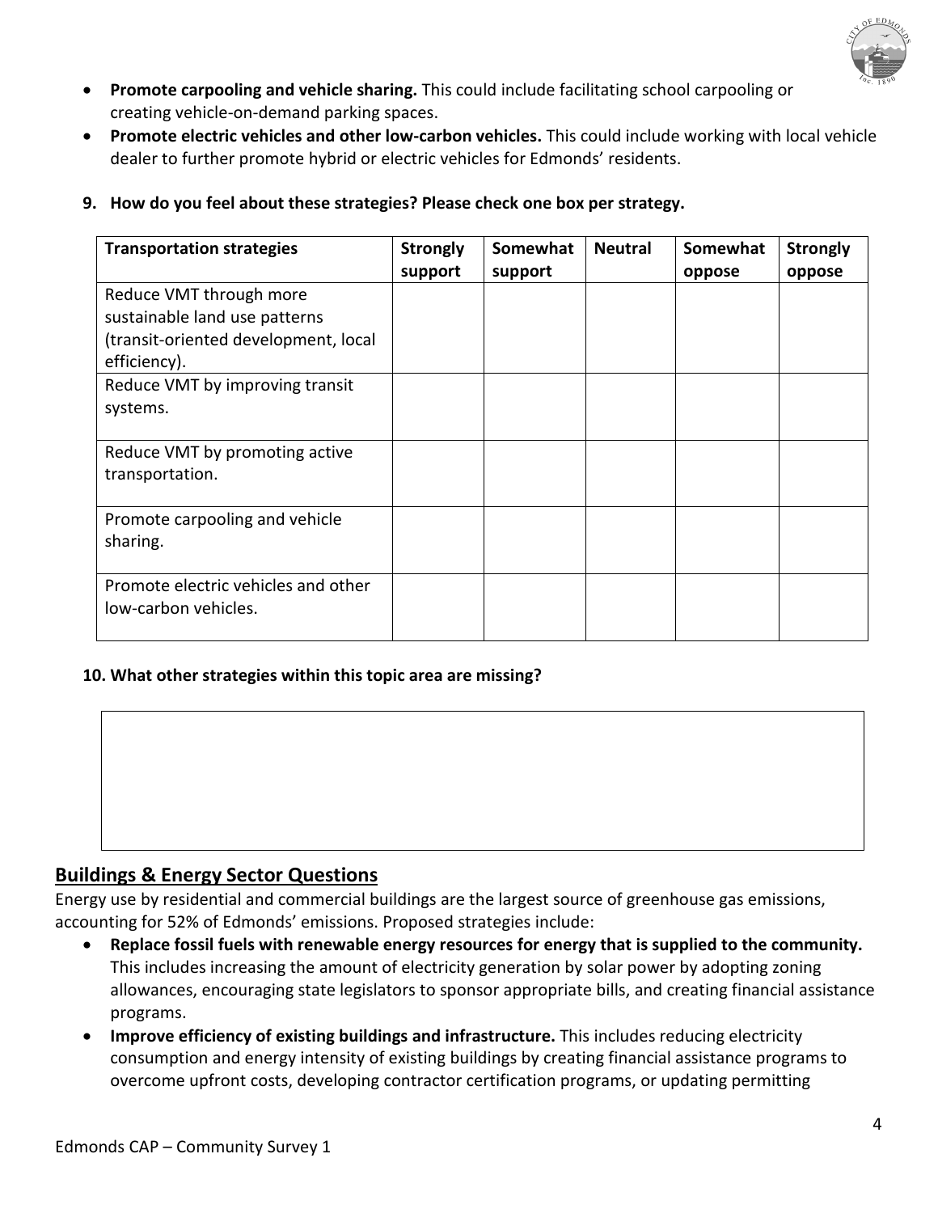- **Promote carpooling and vehicle sharing.** This could include facilitating school carpooling or creating vehicle-on-demand parking spaces.
- **Promote electric vehicles and other low-carbon vehicles.** This could include working with local vehicle dealer to further promote hybrid or electric vehicles for Edmonds' residents.

**9. How do you feel about these strategies? Please check one box per strategy.**

| Transportation strategies | Strongly support | Somewhat support | Neutral | Somewhat oppose | Strongly oppose |
|---|---|---|---|---|---|
| Reduce VMT through more sustainable land use patterns (transit-oriented development, local efficiency). | | | | | |
| Reduce VMT by improving transit systems. | | | | | |
| Reduce VMT by promoting active transportation. | | | | | |
| Promote carpooling and vehicle sharing. | | | | | |
| Promote electric vehicles and other low-carbon vehicles. | | | | | |

**10. What other strategies within this topic area are missing?**

## Buildings & Energy Sector Questions

Energy use by residential and commercial buildings are the largest source of greenhouse gas emissions, accounting for 52% of Edmonds' emissions. Proposed strategies include:

- **Replace fossil fuels with renewable energy resources for energy that is supplied to the community.** This includes increasing the amount of electricity generation by solar power by adopting zoning allowances, encouraging state legislators to sponsor appropriate bills, and creating financial assistance programs.
- **Improve efficiency of existing buildings and infrastructure.** This includes reducing electricity consumption and energy intensity of existing buildings by creating financial assistance programs to overcome upfront costs, developing contractor certification programs, or updating permitting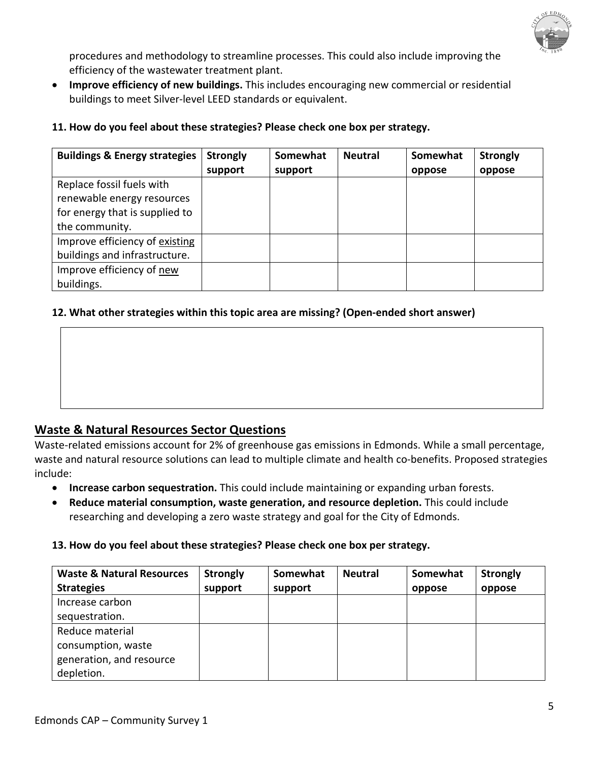procedures and methodology to streamline processes. This could also include improving the efficiency of the wastewater treatment plant.

- **Improve efficiency of new buildings.** This includes encouraging new commercial or residential buildings to meet Silver-level LEED standards or equivalent.

**11. How do you feel about these strategies? Please check one box per strategy.**

| Buildings & Energy strategies | Strongly support | Somewhat support | Neutral | Somewhat oppose | Strongly oppose |
|---|---|---|---|---|---|
| Replace fossil fuels with renewable energy resources for energy that is supplied to the community. | | | | | |
| Improve efficiency of existing buildings and infrastructure. | | | | | |
| Improve efficiency of new buildings. | | | | | |

**12. What other strategies within this topic area are missing? (Open-ended short answer)**

## Waste & Natural Resources Sector Questions

Waste-related emissions account for 2% of greenhouse gas emissions in Edmonds. While a small percentage, waste and natural resource solutions can lead to multiple climate and health co-benefits. Proposed strategies include:

- **Increase carbon sequestration.** This could include maintaining or expanding urban forests.
- **Reduce material consumption, waste generation, and resource depletion.** This could include researching and developing a zero waste strategy and goal for the City of Edmonds.

**13. How do you feel about these strategies? Please check one box per strategy.**

| Waste & Natural Resources Strategies | Strongly support | Somewhat support | Neutral | Somewhat oppose | Strongly oppose |
|---|---|---|---|---|---|
| Increase carbon sequestration. | | | | | |
| Reduce material consumption, waste generation, and resource depletion. | | | | | |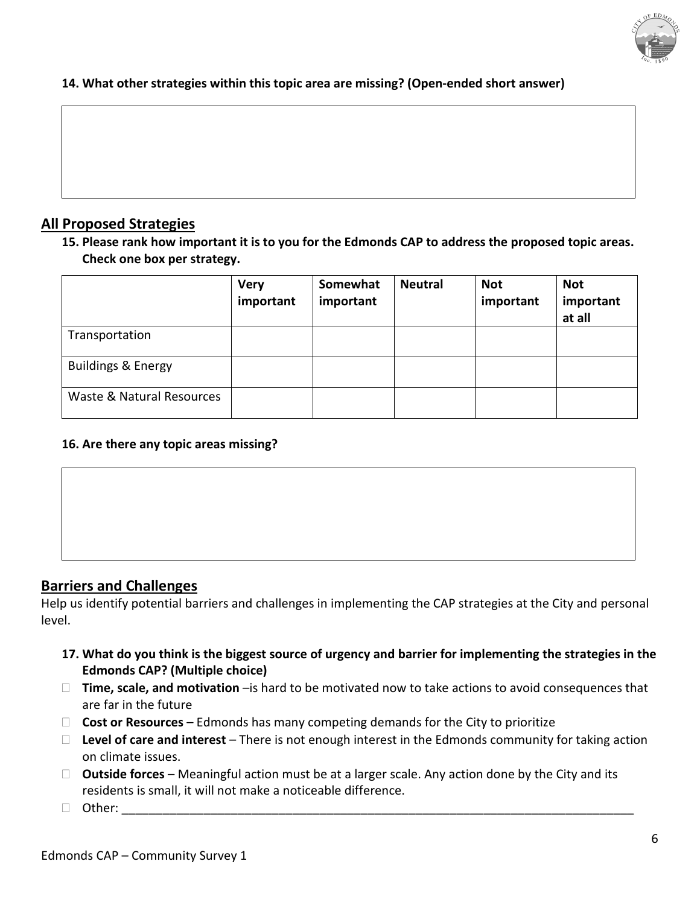**14. What other strategies within this topic area are missing? (Open-ended short answer)**

## All Proposed Strategies

**15. Please rank how important it is to you for the Edmonds CAP to address the proposed topic areas. Check one box per strategy.**

| | Very important | Somewhat important | Neutral | Not important | Not important at all |
|---|---|---|---|---|---|
| Transportation | | | | | |
| Buildings & Energy | | | | | |
| Waste & Natural Resources | | | | | |

**16. Are there any topic areas missing?**

## Barriers and Challenges

Help us identify potential barriers and challenges in implementing the CAP strategies at the City and personal level.

**17. What do you think is the biggest source of urgency and barrier for implementing the strategies in the Edmonds CAP? (Multiple choice)**

- ☐ **Time, scale, and motivation** –is hard to be motivated now to take actions to avoid consequences that are far in the future
- ☐ **Cost or Resources** – Edmonds has many competing demands for the City to prioritize
- ☐ **Level of care and interest** – There is not enough interest in the Edmonds community for taking action on climate issues.
- ☐ **Outside forces** – Meaningful action must be at a larger scale. Any action done by the City and its residents is small, it will not make a noticeable difference.
- ☐ Other: ______________________________________________________________________________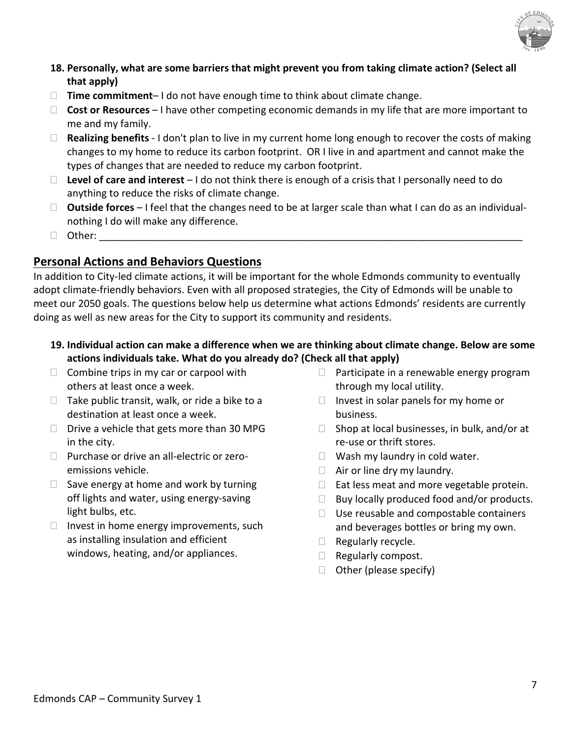**18. Personally, what are some barriers that might prevent you from taking climate action? (Select all that apply)**

- ☐ **Time commitment**– I do not have enough time to think about climate change.
- ☐ **Cost or Resources** – I have other competing economic demands in my life that are more important to me and my family.
- ☐ **Realizing benefits** - I don't plan to live in my current home long enough to recover the costs of making changes to my home to reduce its carbon footprint. OR I live in and apartment and cannot make the types of changes that are needed to reduce my carbon footprint.
- ☐ **Level of care and interest** – I do not think there is enough of a crisis that I personally need to do anything to reduce the risks of climate change.
- ☐ **Outside forces** – I feel that the changes need to be at larger scale than what I can do as an individual- nothing I do will make any difference.
- ☐ Other: ______________________________________________________________________________

## Personal Actions and Behaviors Questions

In addition to City-led climate actions, it will be important for the whole Edmonds community to eventually adopt climate-friendly behaviors. Even with all proposed strategies, the City of Edmonds will be unable to meet our 2050 goals. The questions below help us determine what actions Edmonds' residents are currently doing as well as new areas for the City to support its community and residents.

**19. Individual action can make a difference when we are thinking about climate change. Below are some actions individuals take. What do you already do? (Check all that apply)**

- ☐ Combine trips in my car or carpool with others at least once a week.
- ☐ Take public transit, walk, or ride a bike to a destination at least once a week.
- ☐ Drive a vehicle that gets more than 30 MPG in the city.
- ☐ Purchase or drive an all-electric or zero-emissions vehicle.
- ☐ Save energy at home and work by turning off lights and water, using energy-saving light bulbs, etc.
- ☐ Invest in home energy improvements, such as installing insulation and efficient windows, heating, and/or appliances.
- ☐ Participate in a renewable energy program through my local utility.
- ☐ Invest in solar panels for my home or business.
- ☐ Shop at local businesses, in bulk, and/or at re-use or thrift stores.
- ☐ Wash my laundry in cold water.
- ☐ Air or line dry my laundry.
- ☐ Eat less meat and more vegetable protein.
- ☐ Buy locally produced food and/or products.
- ☐ Use reusable and compostable containers and beverages bottles or bring my own.
- ☐ Regularly recycle.
- ☐ Regularly compost.
- ☐ Other (please specify)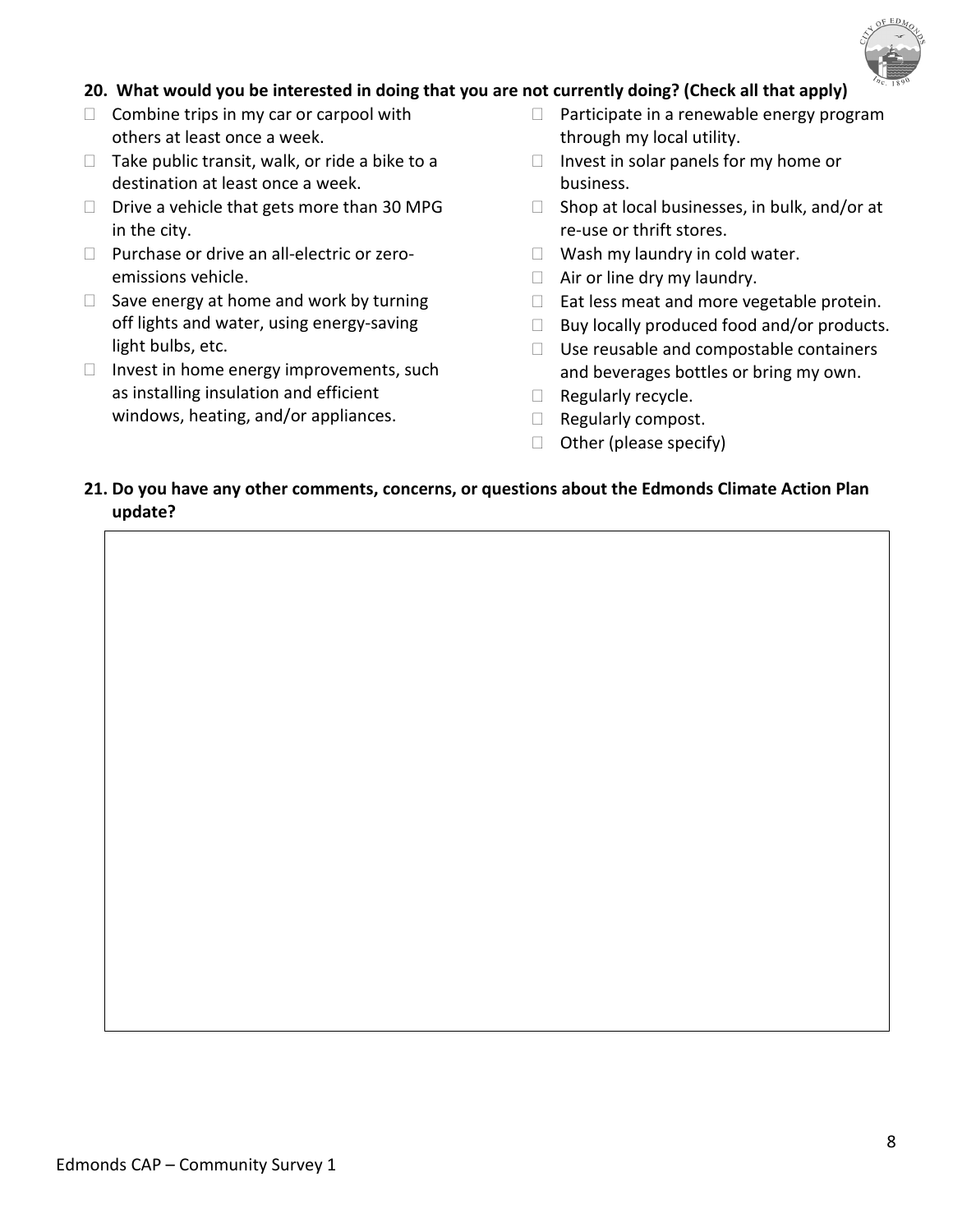**20. What would you be interested in doing that you are not currently doing? (Check all that apply)**

- ☐ Combine trips in my car or carpool with others at least once a week.
- ☐ Take public transit, walk, or ride a bike to a destination at least once a week.
- ☐ Drive a vehicle that gets more than 30 MPG in the city.
- ☐ Purchase or drive an all-electric or zero-emissions vehicle.
- ☐ Save energy at home and work by turning off lights and water, using energy-saving light bulbs, etc.
- ☐ Invest in home energy improvements, such as installing insulation and efficient windows, heating, and/or appliances.
- ☐ Participate in a renewable energy program through my local utility.
- ☐ Invest in solar panels for my home or business.
- ☐ Shop at local businesses, in bulk, and/or at re-use or thrift stores.
- ☐ Wash my laundry in cold water.
- ☐ Air or line dry my laundry.
- ☐ Eat less meat and more vegetable protein.
- ☐ Buy locally produced food and/or products.
- ☐ Use reusable and compostable containers and beverages bottles or bring my own.
- ☐ Regularly recycle.
- ☐ Regularly compost.
- ☐ Other (please specify)

**21. Do you have any other comments, concerns, or questions about the Edmonds Climate Action Plan update?**

| |
|---|
| |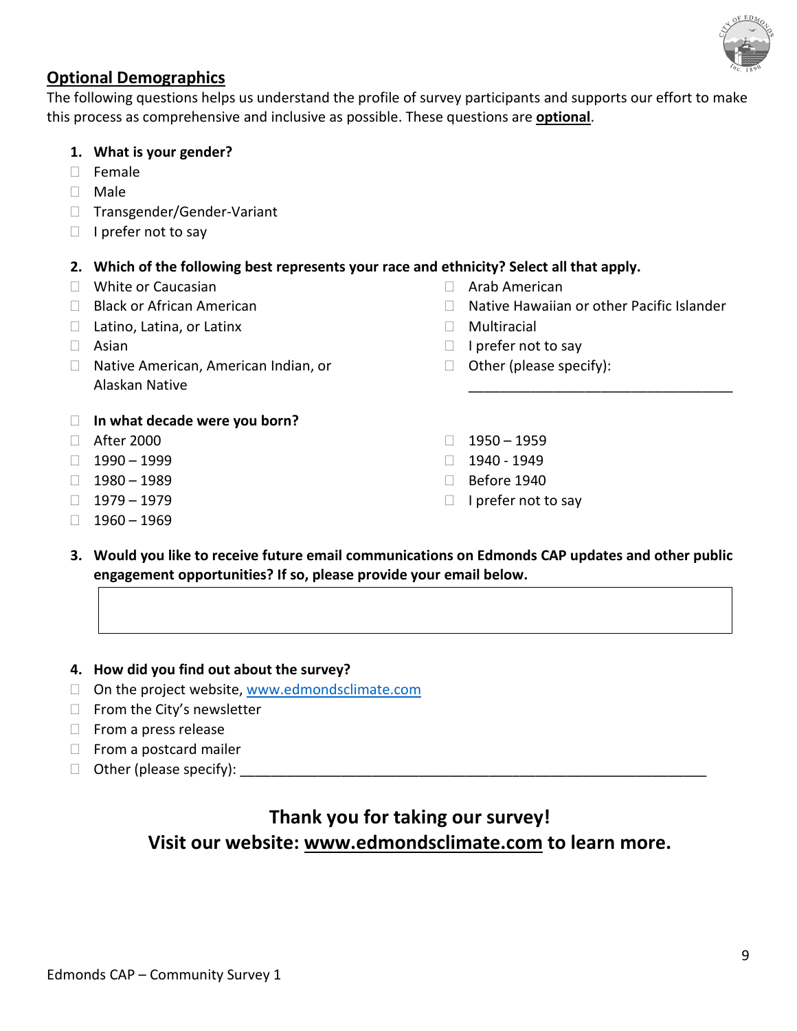## Optional Demographics

The following questions helps us understand the profile of survey participants and supports our effort to make this process as comprehensive and inclusive as possible. These questions are **optional**.

1. **What is your gender?**

- ☐ Female
- ☐ Male
- ☐ Transgender/Gender-Variant
- ☐ I prefer not to say

2. **Which of the following best represents your race and ethnicity? Select all that apply.**

- ☐ White or Caucasian
- ☐ Black or African American
- ☐ Latino, Latina, or Latinx
- ☐ Asian
- ☐ Native American, American Indian, or Alaskan Native
- ☐ Arab American
- ☐ Native Hawaiian or other Pacific Islander
- ☐ Multiracial
- ☐ I prefer not to say
- ☐ Other (please specify): ___________________________________

☐ **In what decade were you born?**

- ☐ After 2000
- ☐ 1990 – 1999
- ☐ 1980 – 1989
- ☐ 1979 – 1979
- ☐ 1960 – 1969
- ☐ 1950 – 1959
- ☐ 1940 - 1949
- ☐ Before 1940
- ☐ I prefer not to say

3. **Would you like to receive future email communications on Edmonds CAP updates and other public engagement opportunities? If so, please provide your email below.**

4. **How did you find out about the survey?**

- ☐ On the project website, www.edmondsclimate.com
- ☐ From the City's newsletter
- ☐ From a press release
- ☐ From a postcard mailer
- ☐ Other (please specify): _______________________________________________________________

**Thank you for taking our survey!**

**Visit our website: www.edmondsclimate.com to learn more.**